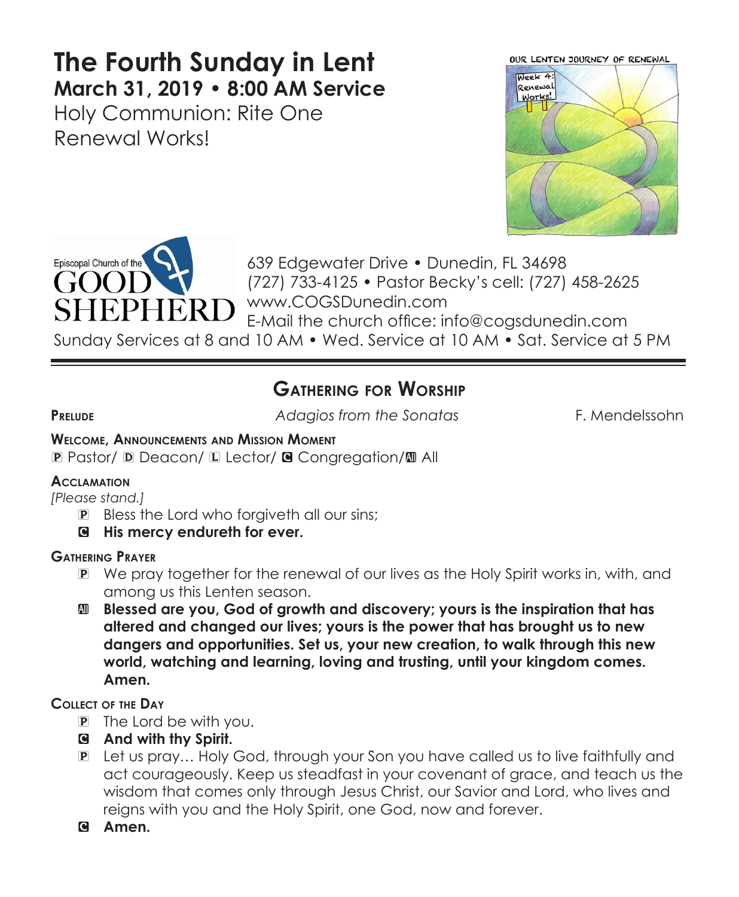# The Fourth Sunday in Lent

**March 31, 2019 • 8:00 AM Service**

Holy Communion: Rite One

Renewal Works!

Episcopal Church of the GOOD SHEPHERD

639 Edgewater Drive • Dunedin, FL 34698
(727) 733-4125 • Pastor Becky's cell: (727) 458-2625
www.COGSDunedin.com
E-Mail the church office: info@cogsdunedin.com

Sunday Services at 8 and 10 AM • Wed. Service at 10 AM • Sat. Service at 5 PM

## Gathering for Worship

**Prelude** *Adagios from the Sonatas* F. Mendelssohn

**Welcome, Announcements and Mission Moment**

P Pastor/ D Deacon/ L Lector/ C Congregation/ A All

**Acclamation**

*[Please stand.]*

P Bless the Lord who forgiveth all our sins;

C **His mercy endureth for ever.**

**Gathering Prayer**

P We pray together for the renewal of our lives as the Holy Spirit works in, with, and among us this Lenten season.

A **Blessed are you, God of growth and discovery; yours is the inspiration that has altered and changed our lives; yours is the power that has brought us to new dangers and opportunities. Set us, your new creation, to walk through this new world, watching and learning, loving and trusting, until your kingdom comes. Amen.**

**Collect of the Day**

P The Lord be with you.

C **And with thy Spirit.**

P Let us pray… Holy God, through your Son you have called us to live faithfully and act courageously. Keep us steadfast in your covenant of grace, and teach us the wisdom that comes only through Jesus Christ, our Savior and Lord, who lives and reigns with you and the Holy Spirit, one God, now and forever.

C **Amen.**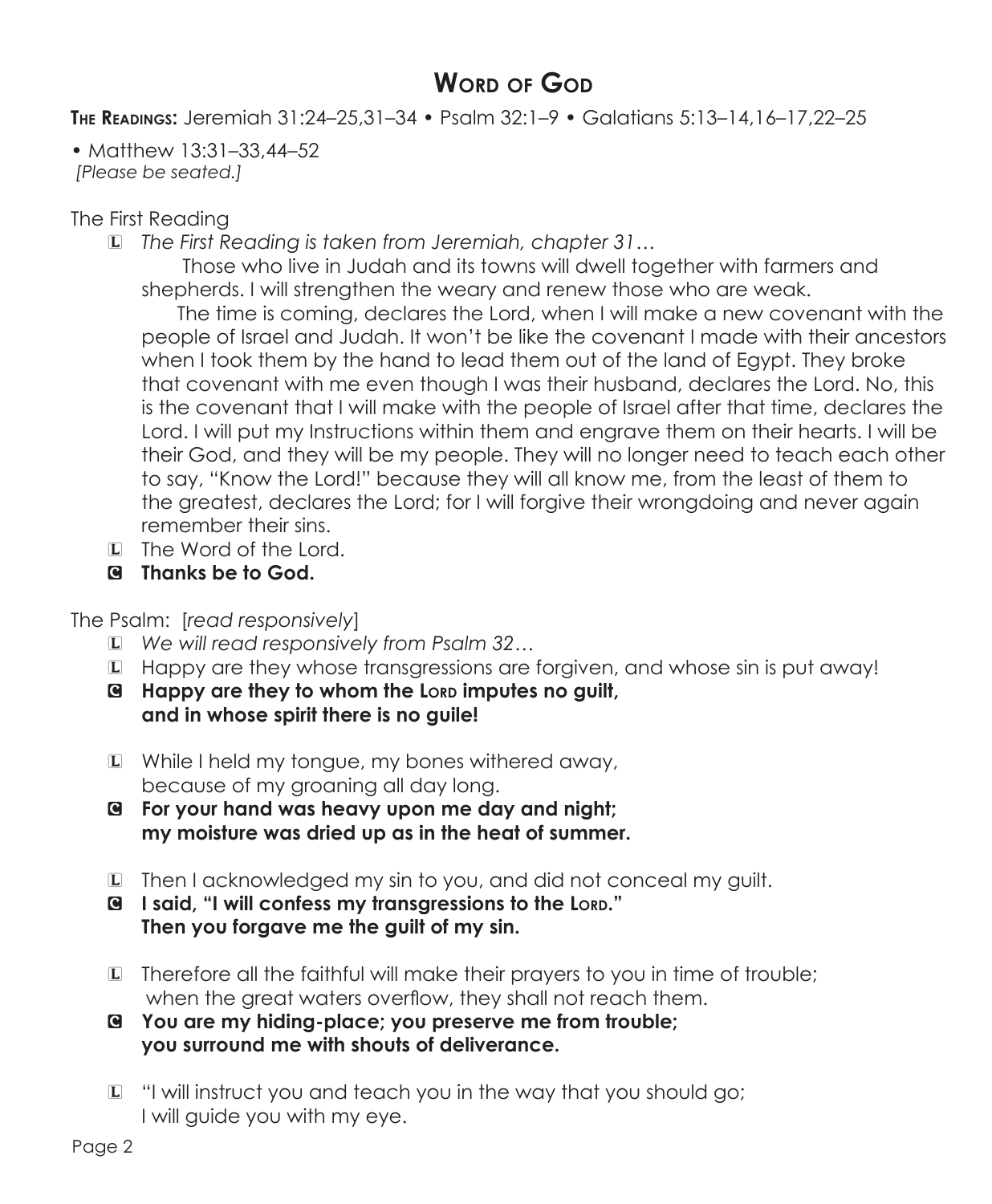# Word of God

**The Readings:** Jeremiah 31:24–25,31–34 • Psalm 32:1–9 • Galatians 5:13–14,16–17,22–25

• Matthew 13:31–33,44–52
*[Please be seated.]*

The First Reading

L *The First Reading is taken from Jeremiah, chapter 31…*
Those who live in Judah and its towns will dwell together with farmers and shepherds. I will strengthen the weary and renew those who are weak.
The time is coming, declares the Lord, when I will make a new covenant with the people of Israel and Judah. It won't be like the covenant I made with their ancestors when I took them by the hand to lead them out of the land of Egypt. They broke that covenant with me even though I was their husband, declares the Lord. No, this is the covenant that I will make with the people of Israel after that time, declares the Lord. I will put my Instructions within them and engrave them on their hearts. I will be their God, and they will be my people. They will no longer need to teach each other to say, "Know the Lord!" because they will all know me, from the least of them to the greatest, declares the Lord; for I will forgive their wrongdoing and never again remember their sins.

L The Word of the Lord.

C **Thanks be to God.**

The Psalm: [*read responsively*]

L *We will read responsively from Psalm 32…*

L Happy are they whose transgressions are forgiven, and whose sin is put away!

C **Happy are they to whom the Lord imputes no guilt,
and in whose spirit there is no guile!**

L While I held my tongue, my bones withered away,
because of my groaning all day long.

C **For your hand was heavy upon me day and night;
my moisture was dried up as in the heat of summer.**

L Then I acknowledged my sin to you, and did not conceal my guilt.

C **I said, "I will confess my transgressions to the Lord."
Then you forgave me the guilt of my sin.**

L Therefore all the faithful will make their prayers to you in time of trouble;
when the great waters overflow, they shall not reach them.

C **You are my hiding-place; you preserve me from trouble;
you surround me with shouts of deliverance.**

L "I will instruct you and teach you in the way that you should go;
I will guide you with my eye.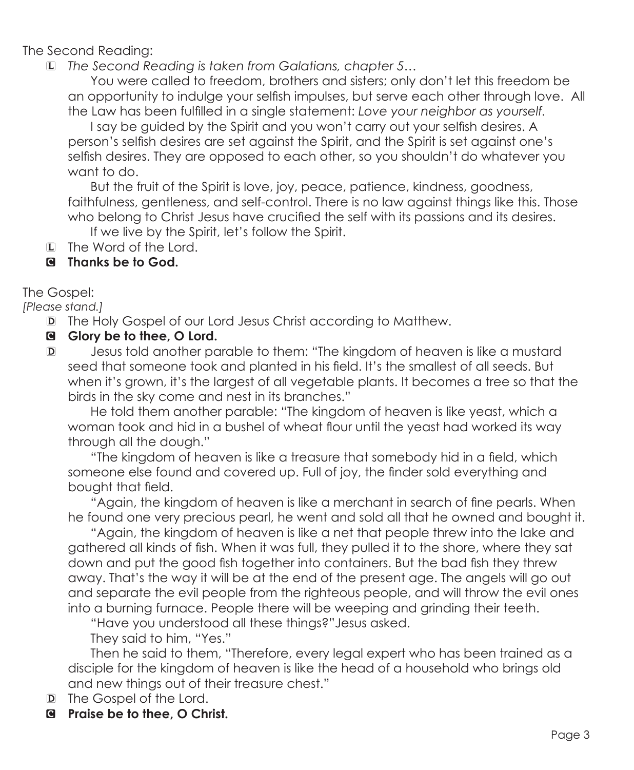The Second Reading:

L *The Second Reading is taken from Galatians, chapter 5…*

You were called to freedom, brothers and sisters; only don't let this freedom be an opportunity to indulge your selfish impulses, but serve each other through love. All the Law has been fulfilled in a single statement: *Love your neighbor as yourself*.

I say be guided by the Spirit and you won't carry out your selfish desires. A person's selfish desires are set against the Spirit, and the Spirit is set against one's selfish desires. They are opposed to each other, so you shouldn't do whatever you want to do.

But the fruit of the Spirit is love, joy, peace, patience, kindness, goodness, faithfulness, gentleness, and self-control. There is no law against things like this. Those who belong to Christ Jesus have crucified the self with its passions and its desires.

If we live by the Spirit, let's follow the Spirit.

L The Word of the Lord.

**C Thanks be to God.**

The Gospel:

*[Please stand.]*

D The Holy Gospel of our Lord Jesus Christ according to Matthew.

**C Glory be to thee, O Lord.**

D Jesus told another parable to them: "The kingdom of heaven is like a mustard seed that someone took and planted in his field. It's the smallest of all seeds. But when it's grown, it's the largest of all vegetable plants. It becomes a tree so that the birds in the sky come and nest in its branches."

He told them another parable: "The kingdom of heaven is like yeast, which a woman took and hid in a bushel of wheat flour until the yeast had worked its way through all the dough."

"The kingdom of heaven is like a treasure that somebody hid in a field, which someone else found and covered up. Full of joy, the finder sold everything and bought that field.

"Again, the kingdom of heaven is like a merchant in search of fine pearls. When he found one very precious pearl, he went and sold all that he owned and bought it.

"Again, the kingdom of heaven is like a net that people threw into the lake and gathered all kinds of fish. When it was full, they pulled it to the shore, where they sat down and put the good fish together into containers. But the bad fish they threw away. That's the way it will be at the end of the present age. The angels will go out and separate the evil people from the righteous people, and will throw the evil ones into a burning furnace. People there will be weeping and grinding their teeth.

"Have you understood all these things?"Jesus asked.

They said to him, "Yes."

Then he said to them, "Therefore, every legal expert who has been trained as a disciple for the kingdom of heaven is like the head of a household who brings old and new things out of their treasure chest."

D The Gospel of the Lord.

**C Praise be to thee, O Christ.**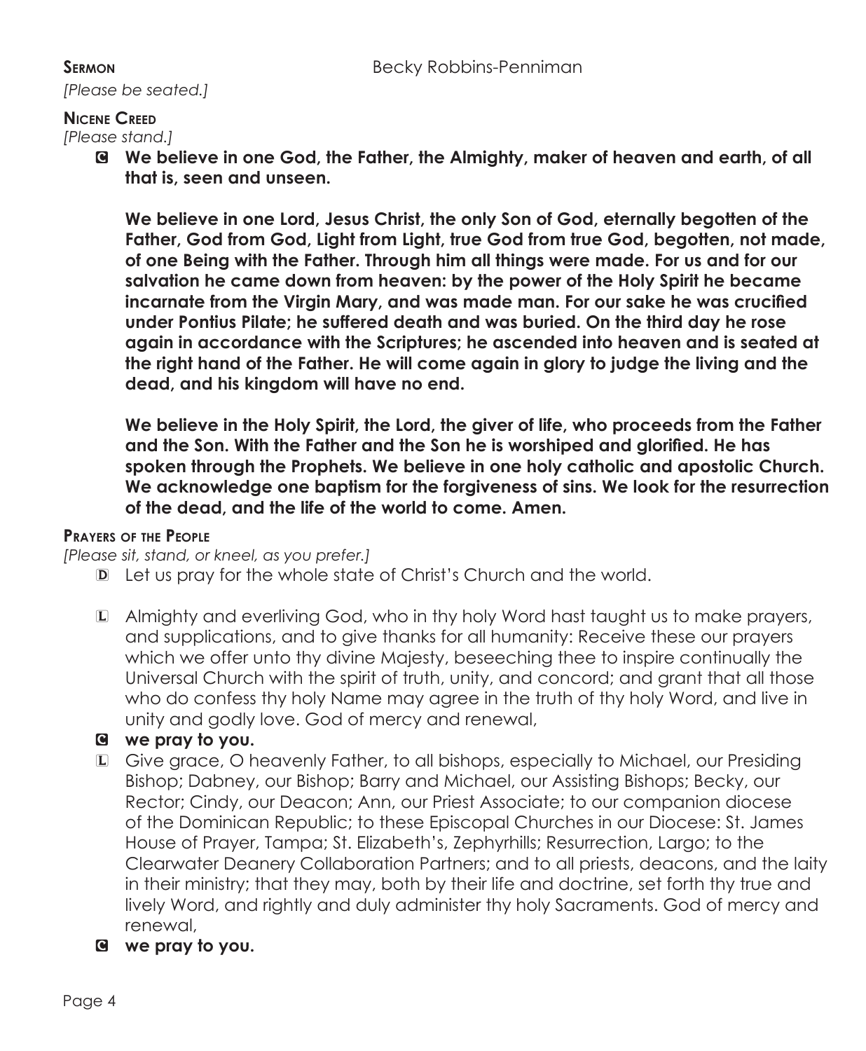**Sermon** Becky Robbins-Penniman

*[Please be seated.]*

**Nicene Creed**

*[Please stand.]*

C **We believe in one God, the Father, the Almighty, maker of heaven and earth, of all that is, seen and unseen.**

**We believe in one Lord, Jesus Christ, the only Son of God, eternally begotten of the Father, God from God, Light from Light, true God from true God, begotten, not made, of one Being with the Father. Through him all things were made. For us and for our salvation he came down from heaven: by the power of the Holy Spirit he became incarnate from the Virgin Mary, and was made man. For our sake he was crucified under Pontius Pilate; he suffered death and was buried. On the third day he rose again in accordance with the Scriptures; he ascended into heaven and is seated at the right hand of the Father. He will come again in glory to judge the living and the dead, and his kingdom will have no end.**

**We believe in the Holy Spirit, the Lord, the giver of life, who proceeds from the Father and the Son. With the Father and the Son he is worshiped and glorified. He has spoken through the Prophets. We believe in one holy catholic and apostolic Church. We acknowledge one baptism for the forgiveness of sins. We look for the resurrection of the dead, and the life of the world to come. Amen.**

**Prayers of the People**

*[Please sit, stand, or kneel, as you prefer.]*

D Let us pray for the whole state of Christ's Church and the world.

L Almighty and everliving God, who in thy holy Word hast taught us to make prayers, and supplications, and to give thanks for all humanity: Receive these our prayers which we offer unto thy divine Majesty, beseeching thee to inspire continually the Universal Church with the spirit of truth, unity, and concord; and grant that all those who do confess thy holy Name may agree in the truth of thy holy Word, and live in unity and godly love. God of mercy and renewal,

C **we pray to you.**

L Give grace, O heavenly Father, to all bishops, especially to Michael, our Presiding Bishop; Dabney, our Bishop; Barry and Michael, our Assisting Bishops; Becky, our Rector; Cindy, our Deacon; Ann, our Priest Associate; to our companion diocese of the Dominican Republic; to these Episcopal Churches in our Diocese: St. James House of Prayer, Tampa; St. Elizabeth's, Zephyrhills; Resurrection, Largo; to the Clearwater Deanery Collaboration Partners; and to all priests, deacons, and the laity in their ministry; that they may, both by their life and doctrine, set forth thy true and lively Word, and rightly and duly administer thy holy Sacraments. God of mercy and renewal,

C **we pray to you.**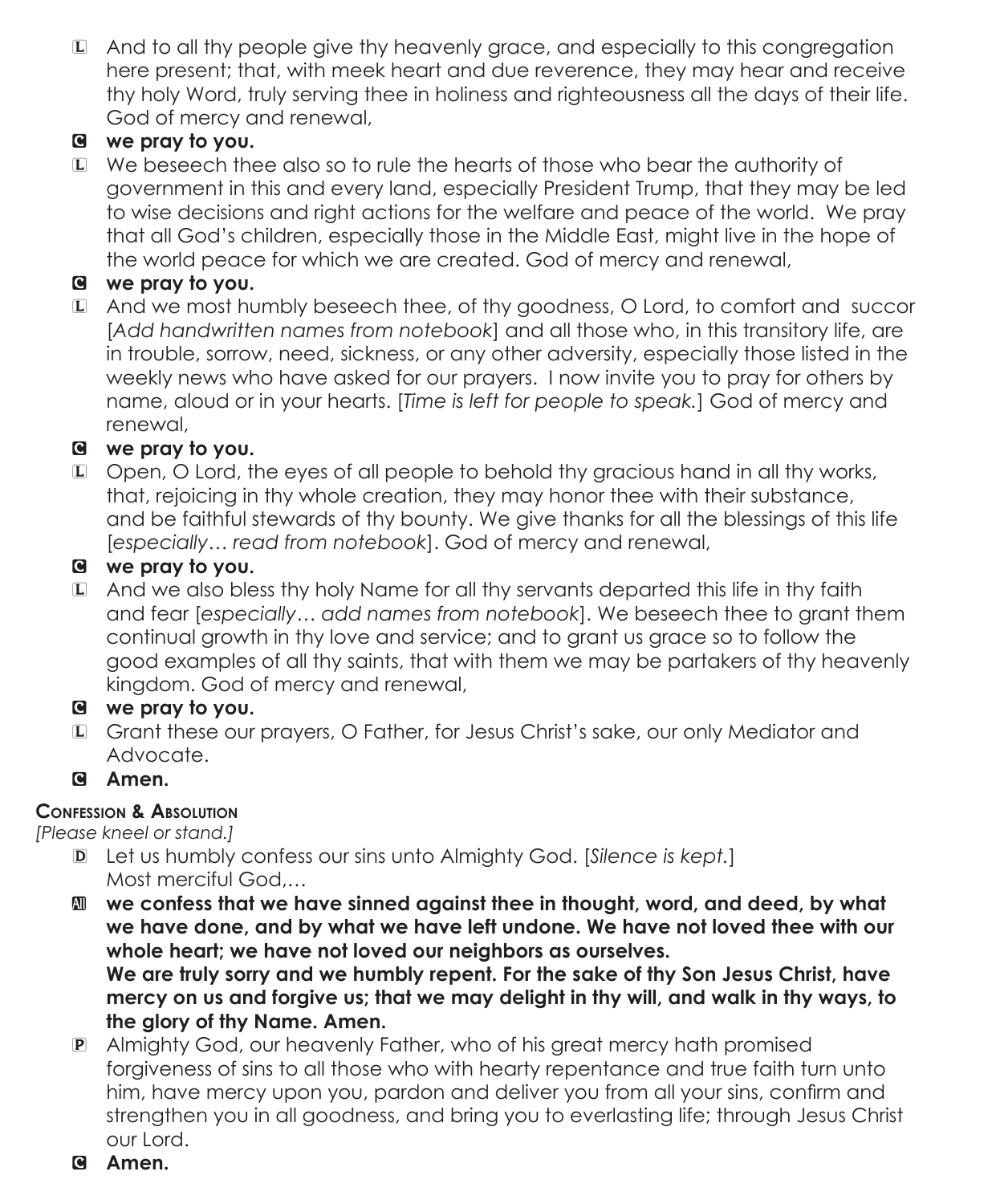L And to all thy people give thy heavenly grace, and especially to this congregation here present; that, with meek heart and due reverence, they may hear and receive thy holy Word, truly serving thee in holiness and righteousness all the days of their life. God of mercy and renewal,

C **we pray to you.**

L We beseech thee also so to rule the hearts of those who bear the authority of government in this and every land, especially President Trump, that they may be led to wise decisions and right actions for the welfare and peace of the world. We pray that all God's children, especially those in the Middle East, might live in the hope of the world peace for which we are created. God of mercy and renewal,

C **we pray to you.**

L And we most humbly beseech thee, of thy goodness, O Lord, to comfort and succor [*Add handwritten names from notebook*] and all those who, in this transitory life, are in trouble, sorrow, need, sickness, or any other adversity, especially those listed in the weekly news who have asked for our prayers. I now invite you to pray for others by name, aloud or in your hearts. [*Time is left for people to speak.*] God of mercy and renewal,

C **we pray to you.**

L Open, O Lord, the eyes of all people to behold thy gracious hand in all thy works, that, rejoicing in thy whole creation, they may honor thee with their substance, and be faithful stewards of thy bounty. We give thanks for all the blessings of this life [*especially… read from notebook*]. God of mercy and renewal,

C **we pray to you.**

L And we also bless thy holy Name for all thy servants departed this life in thy faith and fear [*especially… add names from notebook*]. We beseech thee to grant them continual growth in thy love and service; and to grant us grace so to follow the good examples of all thy saints, that with them we may be partakers of thy heavenly kingdom. God of mercy and renewal,

C **we pray to you.**

L Grant these our prayers, O Father, for Jesus Christ's sake, our only Mediator and Advocate.

C **Amen.**

### Confession & Absolution

*[Please kneel or stand.]*

D Let us humbly confess our sins unto Almighty God. [*Silence is kept.*]
Most merciful God,…

All **we confess that we have sinned against thee in thought, word, and deed, by what we have done, and by what we have left undone. We have not loved thee with our whole heart; we have not loved our neighbors as ourselves.**
**We are truly sorry and we humbly repent. For the sake of thy Son Jesus Christ, have mercy on us and forgive us; that we may delight in thy will, and walk in thy ways, to the glory of thy Name. Amen.**

P Almighty God, our heavenly Father, who of his great mercy hath promised forgiveness of sins to all those who with hearty repentance and true faith turn unto him, have mercy upon you, pardon and deliver you from all your sins, confirm and strengthen you in all goodness, and bring you to everlasting life; through Jesus Christ our Lord.

C **Amen.**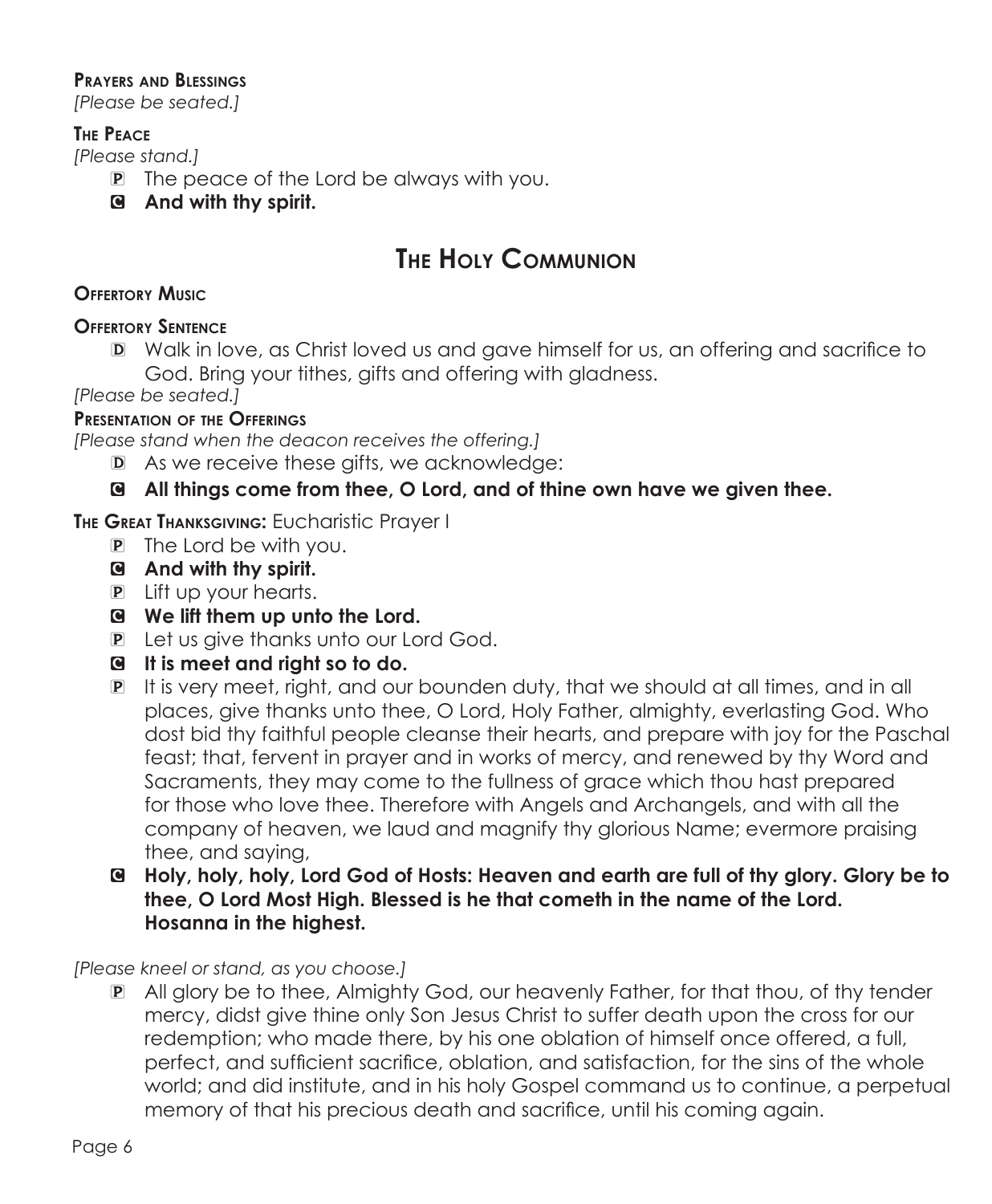**Prayers and Blessings**

*[Please be seated.]*

**The Peace**

*[Please stand.]*

P The peace of the Lord be always with you.

C **And with thy spirit.**

## The Holy Communion

**Offertory Music**

**Offertory Sentence**

D Walk in love, as Christ loved us and gave himself for us, an offering and sacrifice to God. Bring your tithes, gifts and offering with gladness.

*[Please be seated.]*

**Presentation of the Offerings**

*[Please stand when the deacon receives the offering.]*

D As we receive these gifts, we acknowledge:

C **All things come from thee, O Lord, and of thine own have we given thee.**

**The Great Thanksgiving:** Eucharistic Prayer I

P The Lord be with you.

C **And with thy spirit.**

P Lift up your hearts.

C **We lift them up unto the Lord.**

P Let us give thanks unto our Lord God.

C **It is meet and right so to do.**

P It is very meet, right, and our bounden duty, that we should at all times, and in all places, give thanks unto thee, O Lord, Holy Father, almighty, everlasting God. Who dost bid thy faithful people cleanse their hearts, and prepare with joy for the Paschal feast; that, fervent in prayer and in works of mercy, and renewed by thy Word and Sacraments, they may come to the fullness of grace which thou hast prepared for those who love thee. Therefore with Angels and Archangels, and with all the company of heaven, we laud and magnify thy glorious Name; evermore praising thee, and saying,

C **Holy, holy, holy, Lord God of Hosts: Heaven and earth are full of thy glory. Glory be to thee, O Lord Most High. Blessed is he that cometh in the name of the Lord. Hosanna in the highest.**

*[Please kneel or stand, as you choose.]*

P All glory be to thee, Almighty God, our heavenly Father, for that thou, of thy tender mercy, didst give thine only Son Jesus Christ to suffer death upon the cross for our redemption; who made there, by his one oblation of himself once offered, a full, perfect, and sufficient sacrifice, oblation, and satisfaction, for the sins of the whole world; and did institute, and in his holy Gospel command us to continue, a perpetual memory of that his precious death and sacrifice, until his coming again.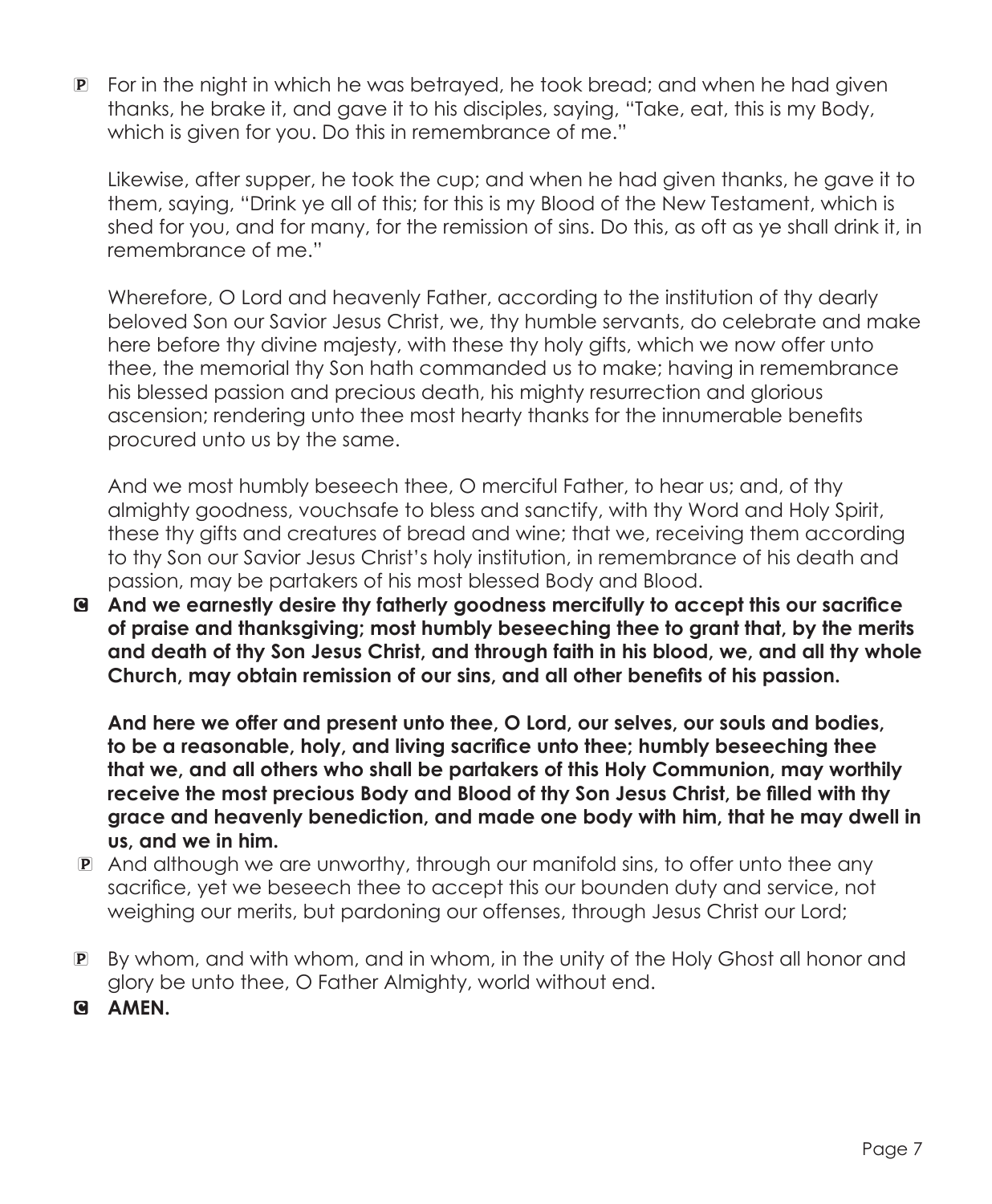**P** For in the night in which he was betrayed, he took bread; and when he had given thanks, he brake it, and gave it to his disciples, saying, "Take, eat, this is my Body, which is given for you. Do this in remembrance of me."

Likewise, after supper, he took the cup; and when he had given thanks, he gave it to them, saying, "Drink ye all of this; for this is my Blood of the New Testament, which is shed for you, and for many, for the remission of sins. Do this, as oft as ye shall drink it, in remembrance of me."

Wherefore, O Lord and heavenly Father, according to the institution of thy dearly beloved Son our Savior Jesus Christ, we, thy humble servants, do celebrate and make here before thy divine majesty, with these thy holy gifts, which we now offer unto thee, the memorial thy Son hath commanded us to make; having in remembrance his blessed passion and precious death, his mighty resurrection and glorious ascension; rendering unto thee most hearty thanks for the innumerable benefits procured unto us by the same.

And we most humbly beseech thee, O merciful Father, to hear us; and, of thy almighty goodness, vouchsafe to bless and sanctify, with thy Word and Holy Spirit, these thy gifts and creatures of bread and wine; that we, receiving them according to thy Son our Savior Jesus Christ's holy institution, in remembrance of his death and passion, may be partakers of his most blessed Body and Blood.

**C** **And we earnestly desire thy fatherly goodness mercifully to accept this our sacrifice of praise and thanksgiving; most humbly beseeching thee to grant that, by the merits and death of thy Son Jesus Christ, and through faith in his blood, we, and all thy whole Church, may obtain remission of our sins, and all other benefits of his passion.**

**And here we offer and present unto thee, O Lord, our selves, our souls and bodies, to be a reasonable, holy, and living sacrifice unto thee; humbly beseeching thee that we, and all others who shall be partakers of this Holy Communion, may worthily receive the most precious Body and Blood of thy Son Jesus Christ, be filled with thy grace and heavenly benediction, and made one body with him, that he may dwell in us, and we in him.**

**P** And although we are unworthy, through our manifold sins, to offer unto thee any sacrifice, yet we beseech thee to accept this our bounden duty and service, not weighing our merits, but pardoning our offenses, through Jesus Christ our Lord;

**P** By whom, and with whom, and in whom, in the unity of the Holy Ghost all honor and glory be unto thee, O Father Almighty, world without end.

**C** **AMEN.**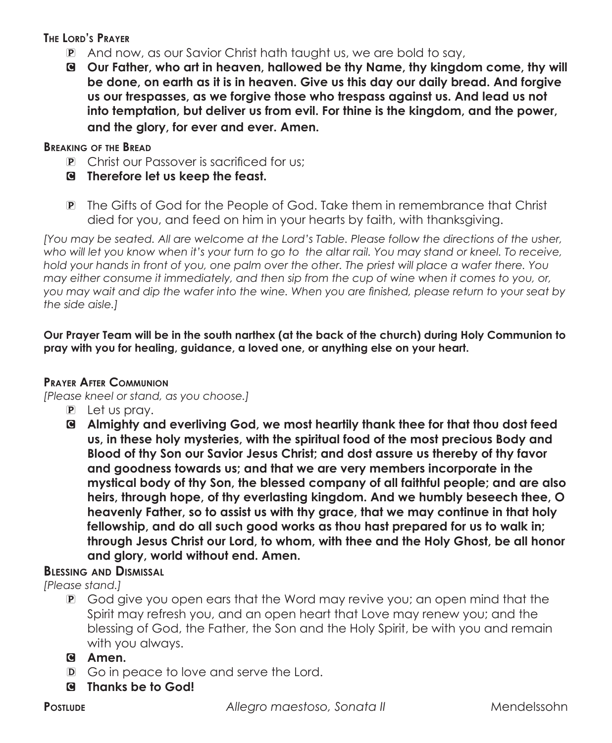### The Lord's Prayer

P And now, as our Savior Christ hath taught us, we are bold to say,

C **Our Father, who art in heaven, hallowed be thy Name, thy kingdom come, thy will be done, on earth as it is in heaven. Give us this day our daily bread. And forgive us our trespasses, as we forgive those who trespass against us. And lead us not into temptation, but deliver us from evil. For thine is the kingdom, and the power, and the glory, for ever and ever. Amen.**

### Breaking of the Bread

P Christ our Passover is sacrificed for us;

C **Therefore let us keep the feast.**

P The Gifts of God for the People of God. Take them in remembrance that Christ died for you, and feed on him in your hearts by faith, with thanksgiving.

*[You may be seated. All are welcome at the Lord's Table. Please follow the directions of the usher, who will let you know when it's your turn to go to the altar rail. You may stand or kneel. To receive, hold your hands in front of you, one palm over the other. The priest will place a wafer there. You may either consume it immediately, and then sip from the cup of wine when it comes to you, or, you may wait and dip the wafer into the wine. When you are finished, please return to your seat by the side aisle.]*

**Our Prayer Team will be in the south narthex (at the back of the church) during Holy Communion to pray with you for healing, guidance, a loved one, or anything else on your heart.**

### Prayer After Communion

*[Please kneel or stand, as you choose.]*

P Let us pray.

C **Almighty and everliving God, we most heartily thank thee for that thou dost feed us, in these holy mysteries, with the spiritual food of the most precious Body and Blood of thy Son our Savior Jesus Christ; and dost assure us thereby of thy favor and goodness towards us; and that we are very members incorporate in the mystical body of thy Son, the blessed company of all faithful people; and are also heirs, through hope, of thy everlasting kingdom. And we humbly beseech thee, O heavenly Father, so to assist us with thy grace, that we may continue in that holy fellowship, and do all such good works as thou hast prepared for us to walk in; through Jesus Christ our Lord, to whom, with thee and the Holy Ghost, be all honor and glory, world without end. Amen.**

### Blessing and Dismissal

*[Please stand.]*

P God give you open ears that the Word may revive you; an open mind that the Spirit may refresh you, and an open heart that Love may renew you; and the blessing of God, the Father, the Son and the Holy Spirit, be with you and remain with you always.

C **Amen.**

D Go in peace to love and serve the Lord.

C **Thanks be to God!**

**Postlude** *Allegro maestoso, Sonata II* Mendelssohn